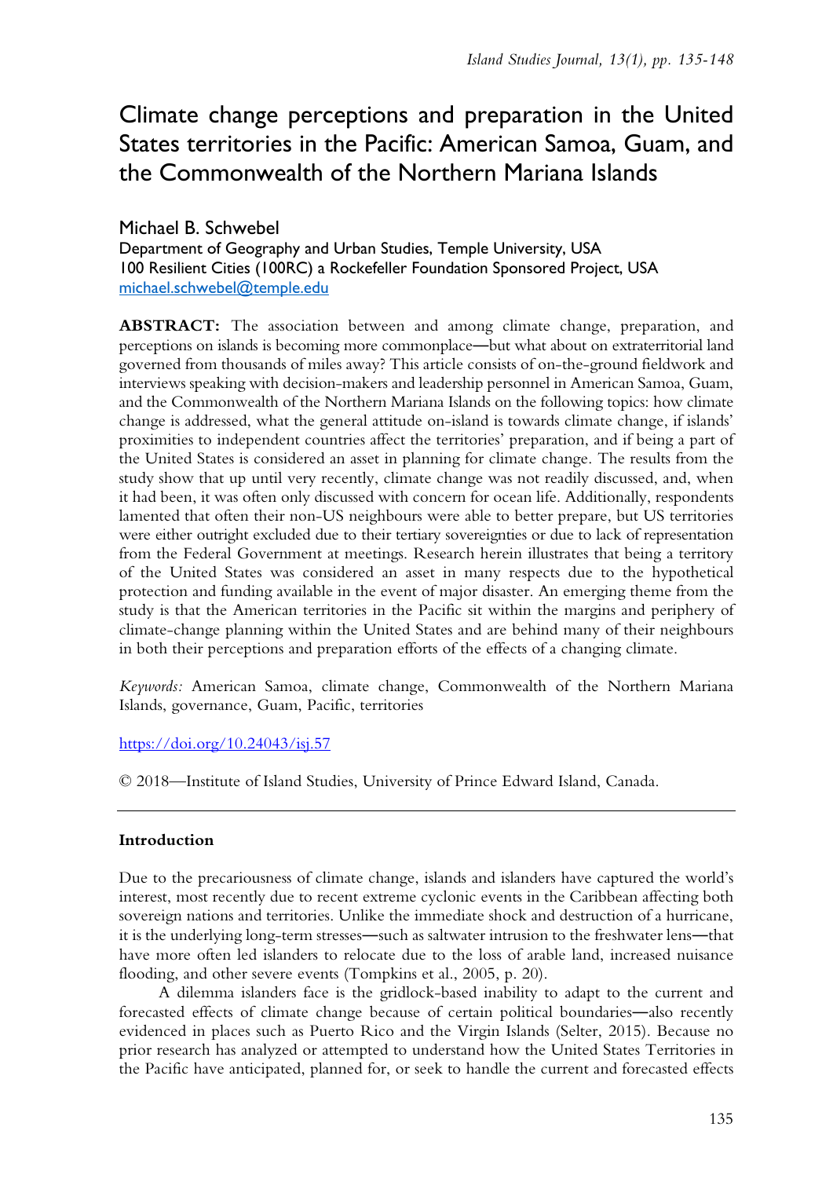# Climate change perceptions and preparation in the United States territories in the Pacific: American Samoa, Guam, and the Commonwealth of the Northern Mariana Islands

Michael B. Schwebel
Department of Geography and Urban Studies, Temple University, USA
100 Resilient Cities (100RC) a Rockefeller Foundation Sponsored Project, USA
michael.schwebel@temple.edu

**ABSTRACT:** The association between and among climate change, preparation, and perceptions on islands is becoming more commonplace—but what about on extraterritorial land governed from thousands of miles away? This article consists of on-the-ground fieldwork and interviews speaking with decision-makers and leadership personnel in American Samoa, Guam, and the Commonwealth of the Northern Mariana Islands on the following topics: how climate change is addressed, what the general attitude on-island is towards climate change, if islands' proximities to independent countries affect the territories' preparation, and if being a part of the United States is considered an asset in planning for climate change. The results from the study show that up until very recently, climate change was not readily discussed, and, when it had been, it was often only discussed with concern for ocean life. Additionally, respondents lamented that often their non-US neighbours were able to better prepare, but US territories were either outright excluded due to their tertiary sovereignties or due to lack of representation from the Federal Government at meetings. Research herein illustrates that being a territory of the United States was considered an asset in many respects due to the hypothetical protection and funding available in the event of major disaster. An emerging theme from the study is that the American territories in the Pacific sit within the margins and periphery of climate-change planning within the United States and are behind many of their neighbours in both their perceptions and preparation efforts of the effects of a changing climate.

*Keywords:* American Samoa, climate change, Commonwealth of the Northern Mariana Islands, governance, Guam, Pacific, territories

https://doi.org/10.24043/isj.57

© 2018—Institute of Island Studies, University of Prince Edward Island, Canada.

---

### Introduction

Due to the precariousness of climate change, islands and islanders have captured the world's interest, most recently due to recent extreme cyclonic events in the Caribbean affecting both sovereign nations and territories. Unlike the immediate shock and destruction of a hurricane, it is the underlying long-term stresses—such as saltwater intrusion to the freshwater lens—that have more often led islanders to relocate due to the loss of arable land, increased nuisance flooding, and other severe events (Tompkins et al., 2005, p. 20).

A dilemma islanders face is the gridlock-based inability to adapt to the current and forecasted effects of climate change because of certain political boundaries—also recently evidenced in places such as Puerto Rico and the Virgin Islands (Selter, 2015). Because no prior research has analyzed or attempted to understand how the United States Territories in the Pacific have anticipated, planned for, or seek to handle the current and forecasted effects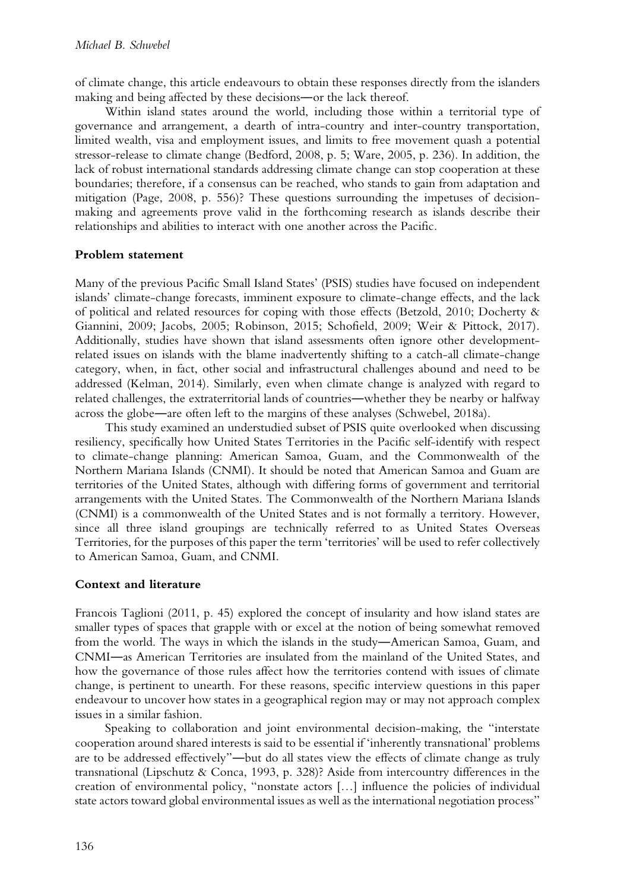of climate change, this article endeavours to obtain these responses directly from the islanders making and being affected by these decisions—or the lack thereof.

Within island states around the world, including those within a territorial type of governance and arrangement, a dearth of intra-country and inter-country transportation, limited wealth, visa and employment issues, and limits to free movement quash a potential stressor-release to climate change (Bedford, 2008, p. 5; Ware, 2005, p. 236). In addition, the lack of robust international standards addressing climate change can stop cooperation at these boundaries; therefore, if a consensus can be reached, who stands to gain from adaptation and mitigation (Page, 2008, p. 556)? These questions surrounding the impetuses of decision-making and agreements prove valid in the forthcoming research as islands describe their relationships and abilities to interact with one another across the Pacific.

## Problem statement

Many of the previous Pacific Small Island States' (PSIS) studies have focused on independent islands' climate-change forecasts, imminent exposure to climate-change effects, and the lack of political and related resources for coping with those effects (Betzold, 2010; Docherty & Giannini, 2009; Jacobs, 2005; Robinson, 2015; Schofield, 2009; Weir & Pittock, 2017). Additionally, studies have shown that island assessments often ignore other development-related issues on islands with the blame inadvertently shifting to a catch-all climate-change category, when, in fact, other social and infrastructural challenges abound and need to be addressed (Kelman, 2014). Similarly, even when climate change is analyzed with regard to related challenges, the extraterritorial lands of countries—whether they be nearby or halfway across the globe—are often left to the margins of these analyses (Schwebel, 2018a).

This study examined an understudied subset of PSIS quite overlooked when discussing resiliency, specifically how United States Territories in the Pacific self-identify with respect to climate-change planning: American Samoa, Guam, and the Commonwealth of the Northern Mariana Islands (CNMI). It should be noted that American Samoa and Guam are territories of the United States, although with differing forms of government and territorial arrangements with the United States. The Commonwealth of the Northern Mariana Islands (CNMI) is a commonwealth of the United States and is not formally a territory. However, since all three island groupings are technically referred to as United States Overseas Territories, for the purposes of this paper the term 'territories' will be used to refer collectively to American Samoa, Guam, and CNMI.

## Context and literature

Francois Taglioni (2011, p. 45) explored the concept of insularity and how island states are smaller types of spaces that grapple with or excel at the notion of being somewhat removed from the world. The ways in which the islands in the study—American Samoa, Guam, and CNMI—as American Territories are insulated from the mainland of the United States, and how the governance of those rules affect how the territories contend with issues of climate change, is pertinent to unearth. For these reasons, specific interview questions in this paper endeavour to uncover how states in a geographical region may or may not approach complex issues in a similar fashion.

Speaking to collaboration and joint environmental decision-making, the "interstate cooperation around shared interests is said to be essential if 'inherently transnational' problems are to be addressed effectively"—but do all states view the effects of climate change as truly transnational (Lipschutz & Conca, 1993, p. 328)? Aside from intercountry differences in the creation of environmental policy, "nonstate actors […] influence the policies of individual state actors toward global environmental issues as well as the international negotiation process"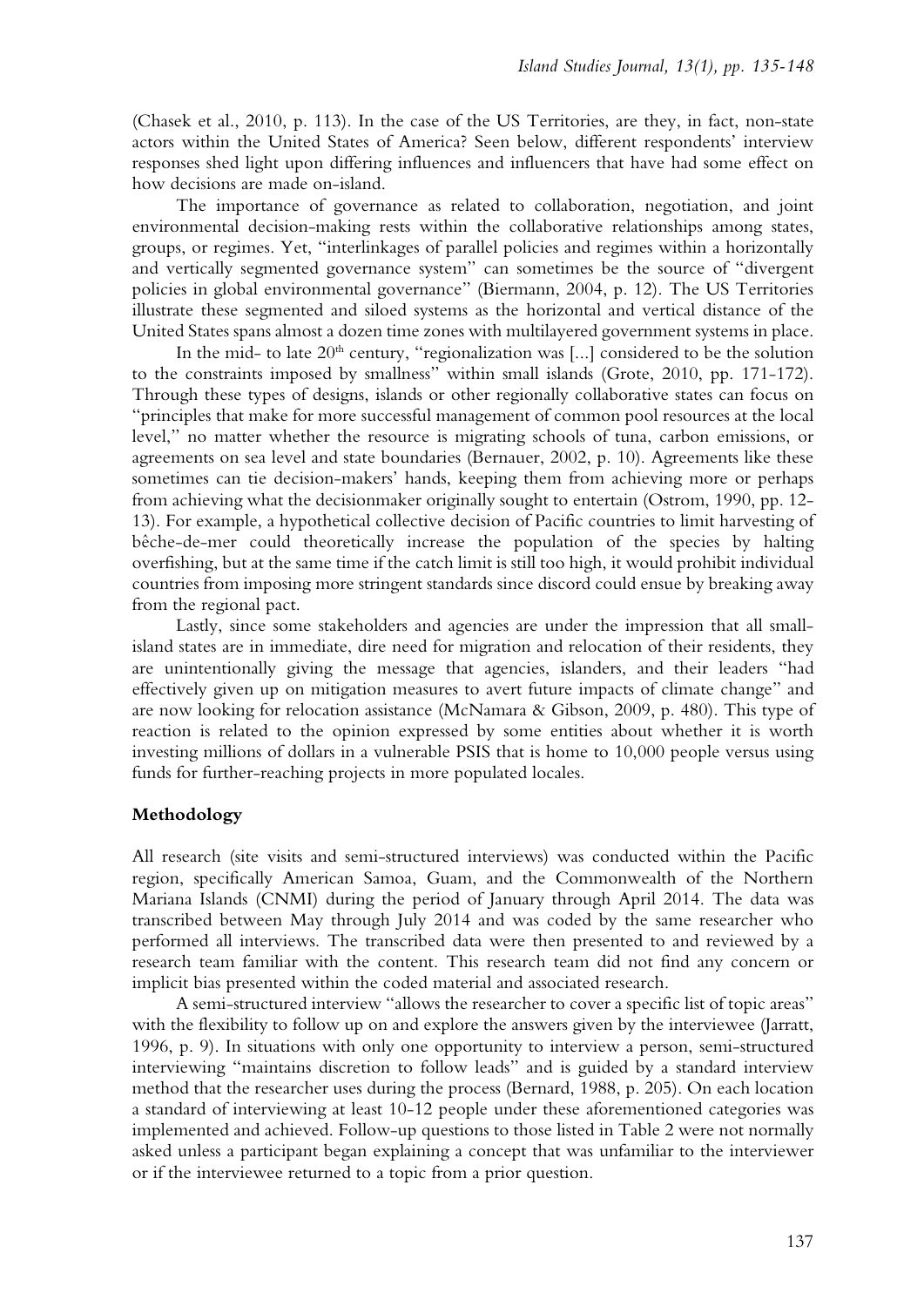(Chasek et al., 2010, p. 113). In the case of the US Territories, are they, in fact, non-state actors within the United States of America? Seen below, different respondents' interview responses shed light upon differing influences and influencers that have had some effect on how decisions are made on-island.

The importance of governance as related to collaboration, negotiation, and joint environmental decision-making rests within the collaborative relationships among states, groups, or regimes. Yet, "interlinkages of parallel policies and regimes within a horizontally and vertically segmented governance system" can sometimes be the source of "divergent policies in global environmental governance" (Biermann, 2004, p. 12). The US Territories illustrate these segmented and siloed systems as the horizontal and vertical distance of the United States spans almost a dozen time zones with multilayered government systems in place.

In the mid- to late 20th century, "regionalization was [...] considered to be the solution to the constraints imposed by smallness" within small islands (Grote, 2010, pp. 171-172). Through these types of designs, islands or other regionally collaborative states can focus on "principles that make for more successful management of common pool resources at the local level," no matter whether the resource is migrating schools of tuna, carbon emissions, or agreements on sea level and state boundaries (Bernauer, 2002, p. 10). Agreements like these sometimes can tie decision-makers' hands, keeping them from achieving more or perhaps from achieving what the decisionmaker originally sought to entertain (Ostrom, 1990, pp. 12-13). For example, a hypothetical collective decision of Pacific countries to limit harvesting of bêche-de-mer could theoretically increase the population of the species by halting overfishing, but at the same time if the catch limit is still too high, it would prohibit individual countries from imposing more stringent standards since discord could ensue by breaking away from the regional pact.

Lastly, since some stakeholders and agencies are under the impression that all small-island states are in immediate, dire need for migration and relocation of their residents, they are unintentionally giving the message that agencies, islanders, and their leaders "had effectively given up on mitigation measures to avert future impacts of climate change" and are now looking for relocation assistance (McNamara & Gibson, 2009, p. 480). This type of reaction is related to the opinion expressed by some entities about whether it is worth investing millions of dollars in a vulnerable PSIS that is home to 10,000 people versus using funds for further-reaching projects in more populated locales.

## Methodology

All research (site visits and semi-structured interviews) was conducted within the Pacific region, specifically American Samoa, Guam, and the Commonwealth of the Northern Mariana Islands (CNMI) during the period of January through April 2014. The data was transcribed between May through July 2014 and was coded by the same researcher who performed all interviews. The transcribed data were then presented to and reviewed by a research team familiar with the content. This research team did not find any concern or implicit bias presented within the coded material and associated research.

A semi-structured interview "allows the researcher to cover a specific list of topic areas" with the flexibility to follow up on and explore the answers given by the interviewee (Jarratt, 1996, p. 9). In situations with only one opportunity to interview a person, semi-structured interviewing "maintains discretion to follow leads" and is guided by a standard interview method that the researcher uses during the process (Bernard, 1988, p. 205). On each location a standard of interviewing at least 10-12 people under these aforementioned categories was implemented and achieved. Follow-up questions to those listed in Table 2 were not normally asked unless a participant began explaining a concept that was unfamiliar to the interviewer or if the interviewee returned to a topic from a prior question.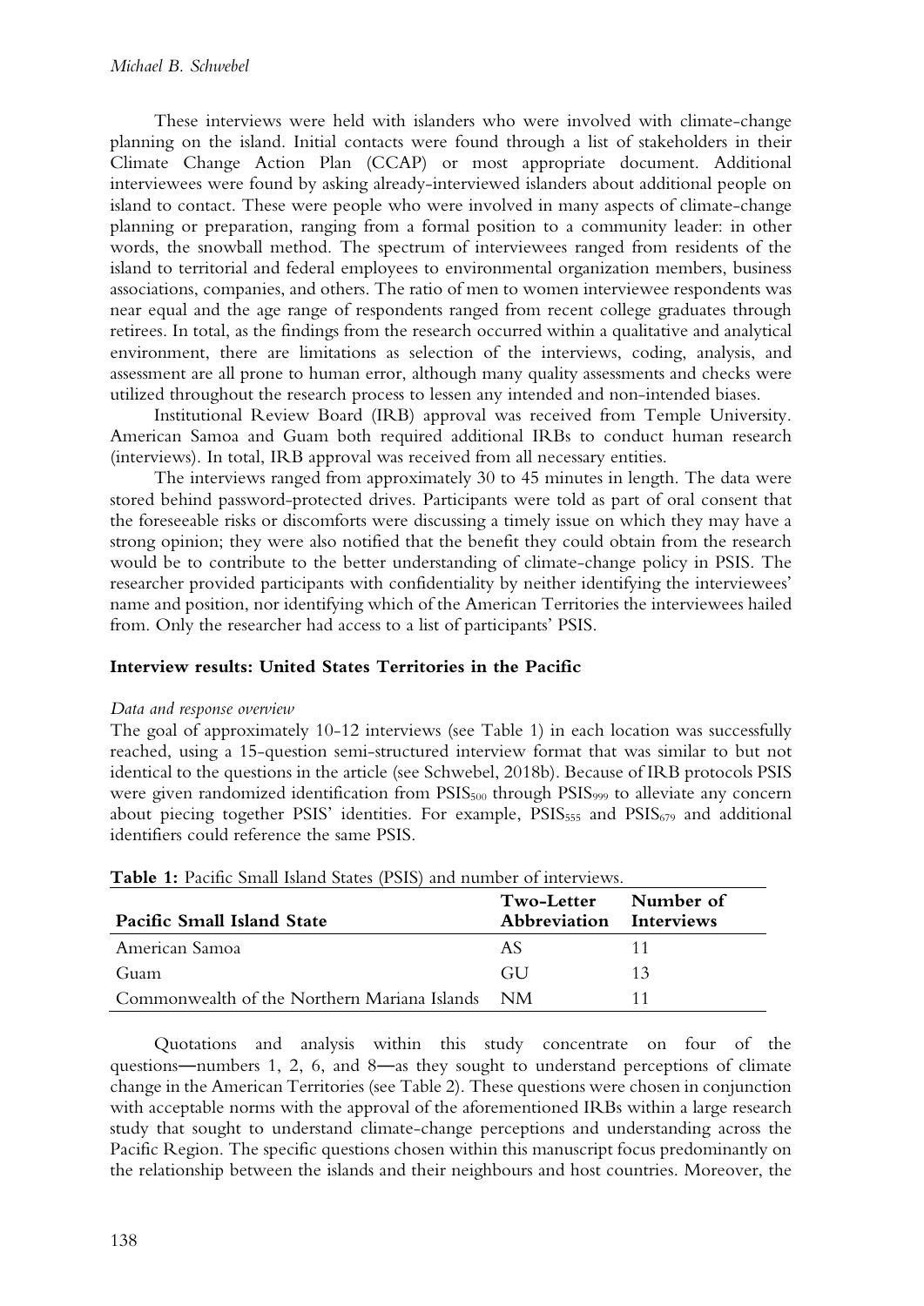These interviews were held with islanders who were involved with climate-change planning on the island. Initial contacts were found through a list of stakeholders in their Climate Change Action Plan (CCAP) or most appropriate document. Additional interviewees were found by asking already-interviewed islanders about additional people on island to contact. These were people who were involved in many aspects of climate-change planning or preparation, ranging from a formal position to a community leader: in other words, the snowball method. The spectrum of interviewees ranged from residents of the island to territorial and federal employees to environmental organization members, business associations, companies, and others. The ratio of men to women interviewee respondents was near equal and the age range of respondents ranged from recent college graduates through retirees. In total, as the findings from the research occurred within a qualitative and analytical environment, there are limitations as selection of the interviews, coding, analysis, and assessment are all prone to human error, although many quality assessments and checks were utilized throughout the research process to lessen any intended and non-intended biases.

Institutional Review Board (IRB) approval was received from Temple University. American Samoa and Guam both required additional IRBs to conduct human research (interviews). In total, IRB approval was received from all necessary entities.

The interviews ranged from approximately 30 to 45 minutes in length. The data were stored behind password-protected drives. Participants were told as part of oral consent that the foreseeable risks or discomforts were discussing a timely issue on which they may have a strong opinion; they were also notified that the benefit they could obtain from the research would be to contribute to the better understanding of climate-change policy in PSIS. The researcher provided participants with confidentiality by neither identifying the interviewees' name and position, nor identifying which of the American Territories the interviewees hailed from. Only the researcher had access to a list of participants' PSIS.

## Interview results: United States Territories in the Pacific

### *Data and response overview*

The goal of approximately 10-12 interviews (see Table 1) in each location was successfully reached, using a 15-question semi-structured interview format that was similar to but not identical to the questions in the article (see Schwebel, 2018b). Because of IRB protocols PSIS were given randomized identification from $PSIS_{500}$ through $PSIS_{999}$ to alleviate any concern about piecing together PSIS' identities. For example, $PSIS_{555}$ and $PSIS_{679}$ and additional identifiers could reference the same PSIS.

**Table 1:** Pacific Small Island States (PSIS) and number of interviews.

| Pacific Small Island State | Two-Letter Abbreviation | Number of Interviews |
|---|---|---|
| American Samoa | AS | 11 |
| Guam | GU | 13 |
| Commonwealth of the Northern Mariana Islands | NM | 11 |

Quotations and analysis within this study concentrate on four of the questions—numbers 1, 2, 6, and 8—as they sought to understand perceptions of climate change in the American Territories (see Table 2). These questions were chosen in conjunction with acceptable norms with the approval of the aforementioned IRBs within a large research study that sought to understand climate-change perceptions and understanding across the Pacific Region. The specific questions chosen within this manuscript focus predominantly on the relationship between the islands and their neighbours and host countries. Moreover, the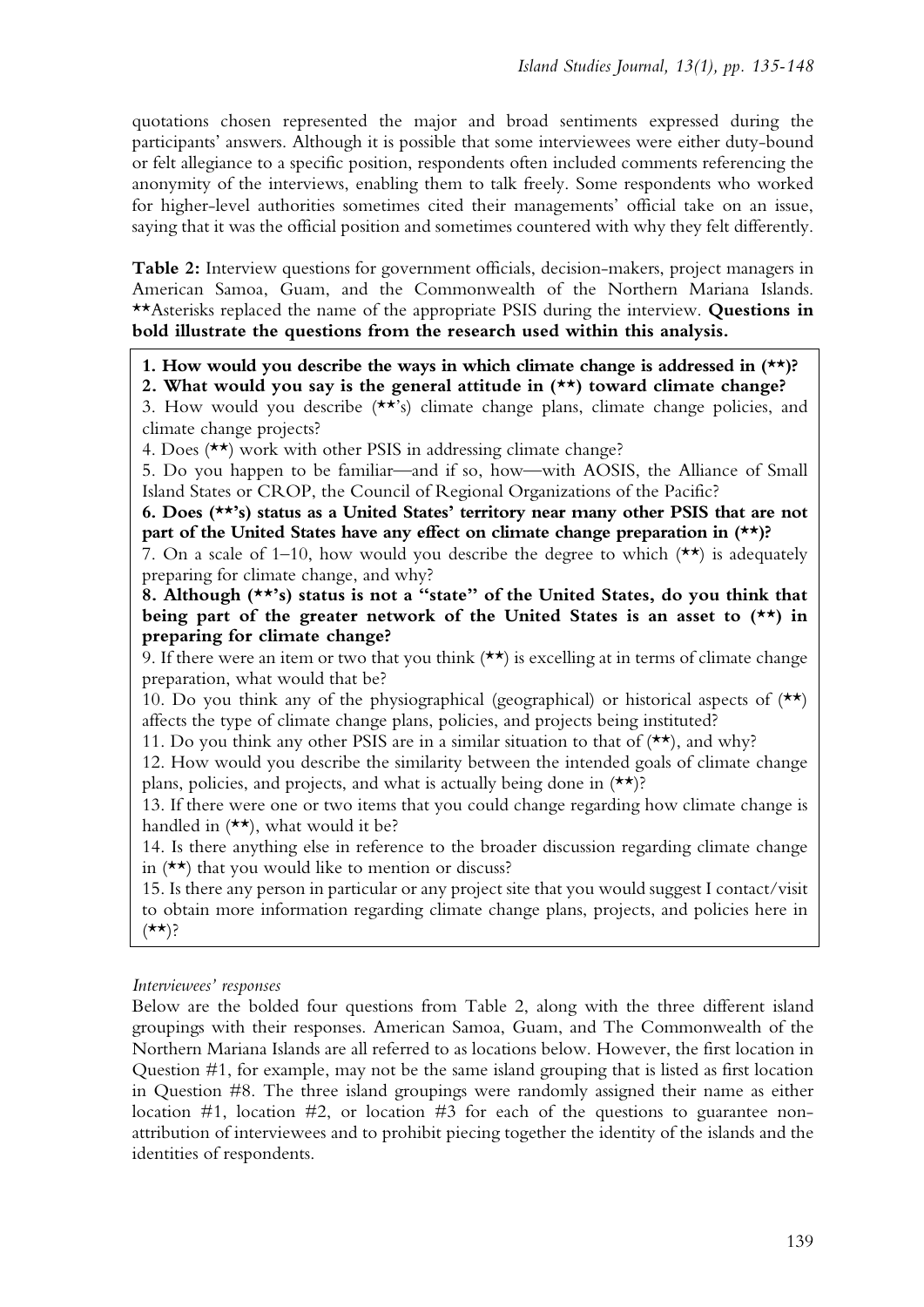quotations chosen represented the major and broad sentiments expressed during the participants' answers. Although it is possible that some interviewees were either duty-bound or felt allegiance to a specific position, respondents often included comments referencing the anonymity of the interviews, enabling them to talk freely. Some respondents who worked for higher-level authorities sometimes cited their managements' official take on an issue, saying that it was the official position and sometimes countered with why they felt differently.

**Table 2:** Interview questions for government officials, decision-makers, project managers in American Samoa, Guam, and the Commonwealth of the Northern Mariana Islands. **Asterisks replaced the name of the appropriate PSIS during the interview. **Questions in bold illustrate the questions from the research used within this analysis.**

**1. How would you describe the ways in which climate change is addressed in (\*\*)?**
**2. What would you say is the general attitude in (\*\*) toward climate change?**
3. How would you describe (\*\*'s) climate change plans, climate change policies, and climate change projects?
4. Does (\*\*) work with other PSIS in addressing climate change?
5. Do you happen to be familiar—and if so, how—with AOSIS, the Alliance of Small Island States or CROP, the Council of Regional Organizations of the Pacific?
**6. Does (\*\*'s) status as a United States' territory near many other PSIS that are not part of the United States have any effect on climate change preparation in (\*\*)?**
7. On a scale of 1–10, how would you describe the degree to which (\*\*) is adequately preparing for climate change, and why?
**8. Although (\*\*'s) status is not a "state" of the United States, do you think that being part of the greater network of the United States is an asset to (\*\*) in preparing for climate change?**
9. If there were an item or two that you think (\*\*) is excelling at in terms of climate change preparation, what would that be?
10. Do you think any of the physiographical (geographical) or historical aspects of (\*\*) affects the type of climate change plans, policies, and projects being instituted?
11. Do you think any other PSIS are in a similar situation to that of (\*\*), and why?
12. How would you describe the similarity between the intended goals of climate change plans, policies, and projects, and what is actually being done in (\*\*)?
13. If there were one or two items that you could change regarding how climate change is handled in (\*\*), what would it be?
14. Is there anything else in reference to the broader discussion regarding climate change in (\*\*) that you would like to mention or discuss?
15. Is there any person in particular or any project site that you would suggest I contact/visit to obtain more information regarding climate change plans, projects, and policies here in (\*\*)?

*Interviewees' responses*

Below are the bolded four questions from Table 2, along with the three different island groupings with their responses. American Samoa, Guam, and The Commonwealth of the Northern Mariana Islands are all referred to as locations below. However, the first location in Question #1, for example, may not be the same island grouping that is listed as first location in Question #8. The three island groupings were randomly assigned their name as either location #1, location #2, or location #3 for each of the questions to guarantee non-attribution of interviewees and to prohibit piecing together the identity of the islands and the identities of respondents.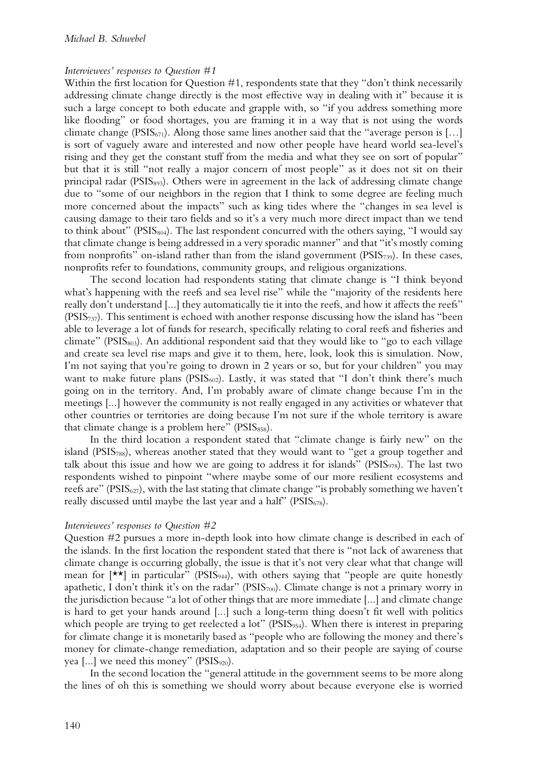*Interviewees' responses to Question #1*

Within the first location for Question #1, respondents state that they "don't think necessarily addressing climate change directly is the most effective way in dealing with it" because it is such a large concept to both educate and grapple with, so "if you address something more like flooding" or food shortages, you are framing it in a way that is not using the words climate change ($PSIS_{671}$). Along those same lines another said that the "average person is […] is sort of vaguely aware and interested and now other people have heard world sea-level's rising and they get the constant stuff from the media and what they see on sort of popular" but that it is still "not really a major concern of most people" as it does not sit on their principal radar ($PSIS_{893}$). Others were in agreement in the lack of addressing climate change due to "some of our neighbors in the region that I think to some degree are feeling much more concerned about the impacts" such as king tides where the "changes in sea level is causing damage to their taro fields and so it's a very much more direct impact than we tend to think about" ($PSIS_{804}$). The last respondent concurred with the others saying, "I would say that climate change is being addressed in a very sporadic manner" and that "it's mostly coming from nonprofits" on-island rather than from the island government ($PSIS_{739}$). In these cases, nonprofits refer to foundations, community groups, and religious organizations.

The second location had respondents stating that climate change is "I think beyond what's happening with the reefs and sea level rise" while the "majority of the residents here really don't understand [...] they automatically tie it into the reefs, and how it affects the reefs" ($PSIS_{737}$). This sentiment is echoed with another response discussing how the island has "been able to leverage a lot of funds for research, specifically relating to coral reefs and fisheries and climate" ($PSIS_{803}$). An additional respondent said that they would like to "go to each village and create sea level rise maps and give it to them, here, look, look this is simulation. Now, I'm not saying that you're going to drown in 2 years or so, but for your children" you may want to make future plans ($PSIS_{602}$). Lastly, it was stated that "I don't think there's much going on in the territory. And, I'm probably aware of climate change because I'm in the meetings [...] however the community is not really engaged in any activities or whatever that other countries or territories are doing because I'm not sure if the whole territory is aware that climate change is a problem here" ($PSIS_{858}$).

In the third location a respondent stated that "climate change is fairly new" on the island ($PSIS_{788}$), whereas another stated that they would want to "get a group together and talk about this issue and how we are going to address it for islands" ($PSIS_{978}$). The last two respondents wished to pinpoint "where maybe some of our more resilient ecosystems and reefs are" ($PSIS_{627}$), with the last stating that climate change "is probably something we haven't really discussed until maybe the last year and a half" ($PSIS_{678}$).

*Interviewees' responses to Question #2*

Question #2 pursues a more in-depth look into how climate change is described in each of the islands. In the first location the respondent stated that there is "not lack of awareness that climate change is occurring globally, the issue is that it's not very clear what that change will mean for [★★] in particular" ($PSIS_{944}$), with others saying that "people are quite honestly apathetic, I don't think it's on the radar" ($PSIS_{700}$). Climate change is not a primary worry in the jurisdiction because "a lot of other things that are more immediate [...] and climate change is hard to get your hands around [...] such a long-term thing doesn't fit well with politics which people are trying to get reelected a lot" ($PSIS_{954}$). When there is interest in preparing for climate change it is monetarily based as "people who are following the money and there's money for climate-change remediation, adaptation and so their people are saying of course yea [...] we need this money" ($PSIS_{920}$).

In the second location the "general attitude in the government seems to be more along the lines of oh this is something we should worry about because everyone else is worried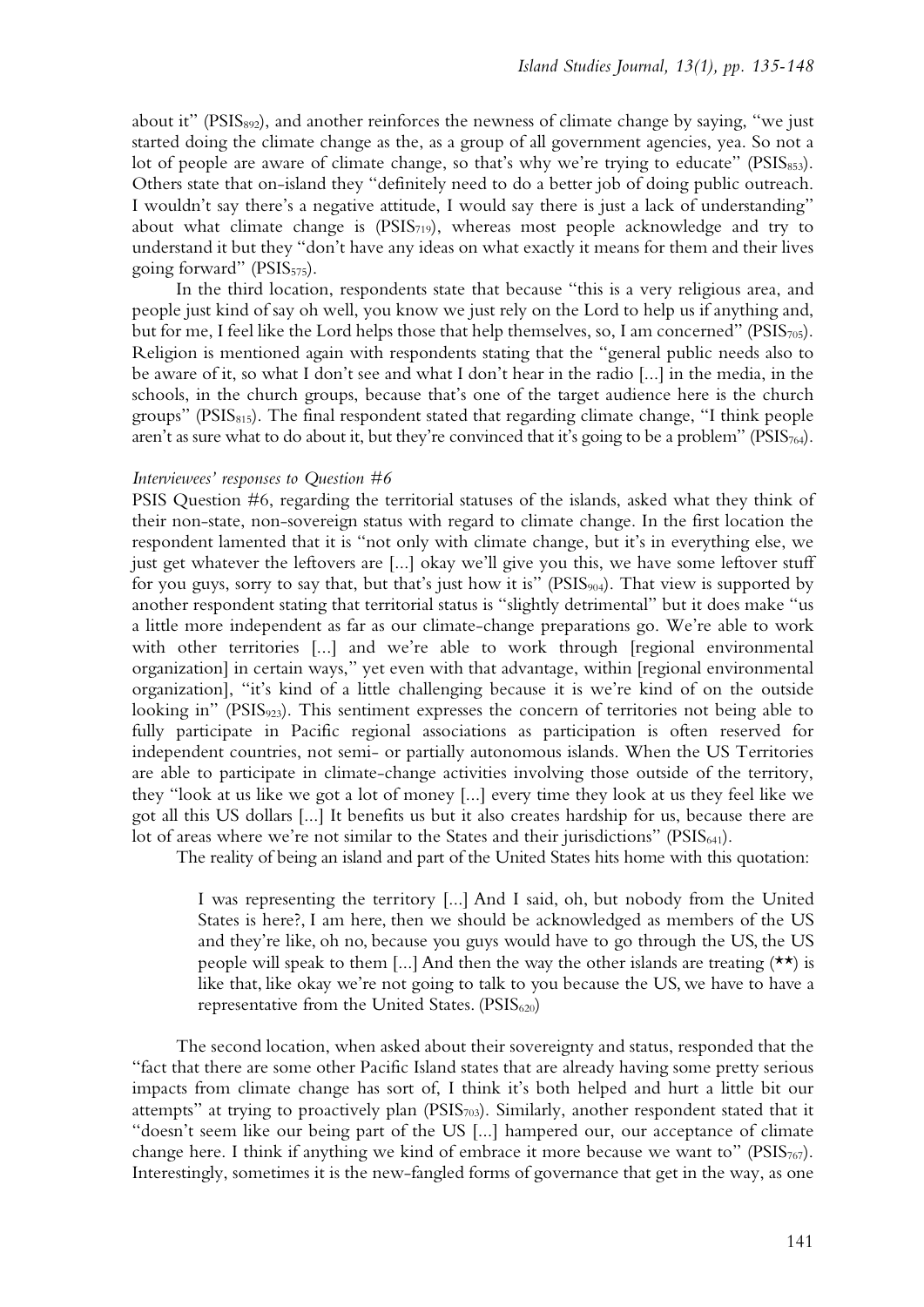about it" ($PSIS_{892}$), and another reinforces the newness of climate change by saying, "we just started doing the climate change as the, as a group of all government agencies, yea. So not a lot of people are aware of climate change, so that's why we're trying to educate" ($PSIS_{853}$). Others state that on-island they "definitely need to do a better job of doing public outreach. I wouldn't say there's a negative attitude, I would say there is just a lack of understanding" about what climate change is ($PSIS_{719}$), whereas most people acknowledge and try to understand it but they "don't have any ideas on what exactly it means for them and their lives going forward" ($PSIS_{575}$).

In the third location, respondents state that because "this is a very religious area, and people just kind of say oh well, you know we just rely on the Lord to help us if anything and, but for me, I feel like the Lord helps those that help themselves, so, I am concerned" ($PSIS_{705}$). Religion is mentioned again with respondents stating that the "general public needs also to be aware of it, so what I don't see and what I don't hear in the radio [...] in the media, in the schools, in the church groups, because that's one of the target audience here is the church groups" ($PSIS_{815}$). The final respondent stated that regarding climate change, "I think people aren't as sure what to do about it, but they're convinced that it's going to be a problem" ($PSIS_{764}$).

*Interviewees' responses to Question #6*

PSIS Question #6, regarding the territorial statuses of the islands, asked what they think of their non-state, non-sovereign status with regard to climate change. In the first location the respondent lamented that it is "not only with climate change, but it's in everything else, we just get whatever the leftovers are [...] okay we'll give you this, we have some leftover stuff for you guys, sorry to say that, but that's just how it is" ($PSIS_{904}$). That view is supported by another respondent stating that territorial status is "slightly detrimental" but it does make "us a little more independent as far as our climate-change preparations go. We're able to work with other territories [...] and we're able to work through [regional environmental organization] in certain ways," yet even with that advantage, within [regional environmental organization], "it's kind of a little challenging because it is we're kind of on the outside looking in" ($PSIS_{923}$). This sentiment expresses the concern of territories not being able to fully participate in Pacific regional associations as participation is often reserved for independent countries, not semi- or partially autonomous islands. When the US Territories are able to participate in climate-change activities involving those outside of the territory, they "look at us like we got a lot of money [...] every time they look at us they feel like we got all this US dollars [...] It benefits us but it also creates hardship for us, because there are lot of areas where we're not similar to the States and their jurisdictions" ($PSIS_{641}$).

The reality of being an island and part of the United States hits home with this quotation:

> I was representing the territory [...] And I said, oh, but nobody from the United States is here?, I am here, then we should be acknowledged as members of the US and they're like, oh no, because you guys would have to go through the US, the US people will speak to them [...] And then the way the other islands are treating (★★) is like that, like okay we're not going to talk to you because the US, we have to have a representative from the United States. ($PSIS_{620}$)

The second location, when asked about their sovereignty and status, responded that the "fact that there are some other Pacific Island states that are already having some pretty serious impacts from climate change has sort of, I think it's both helped and hurt a little bit our attempts" at trying to proactively plan ($PSIS_{703}$). Similarly, another respondent stated that it "doesn't seem like our being part of the US [...] hampered our, our acceptance of climate change here. I think if anything we kind of embrace it more because we want to" ($PSIS_{767}$). Interestingly, sometimes it is the new-fangled forms of governance that get in the way, as one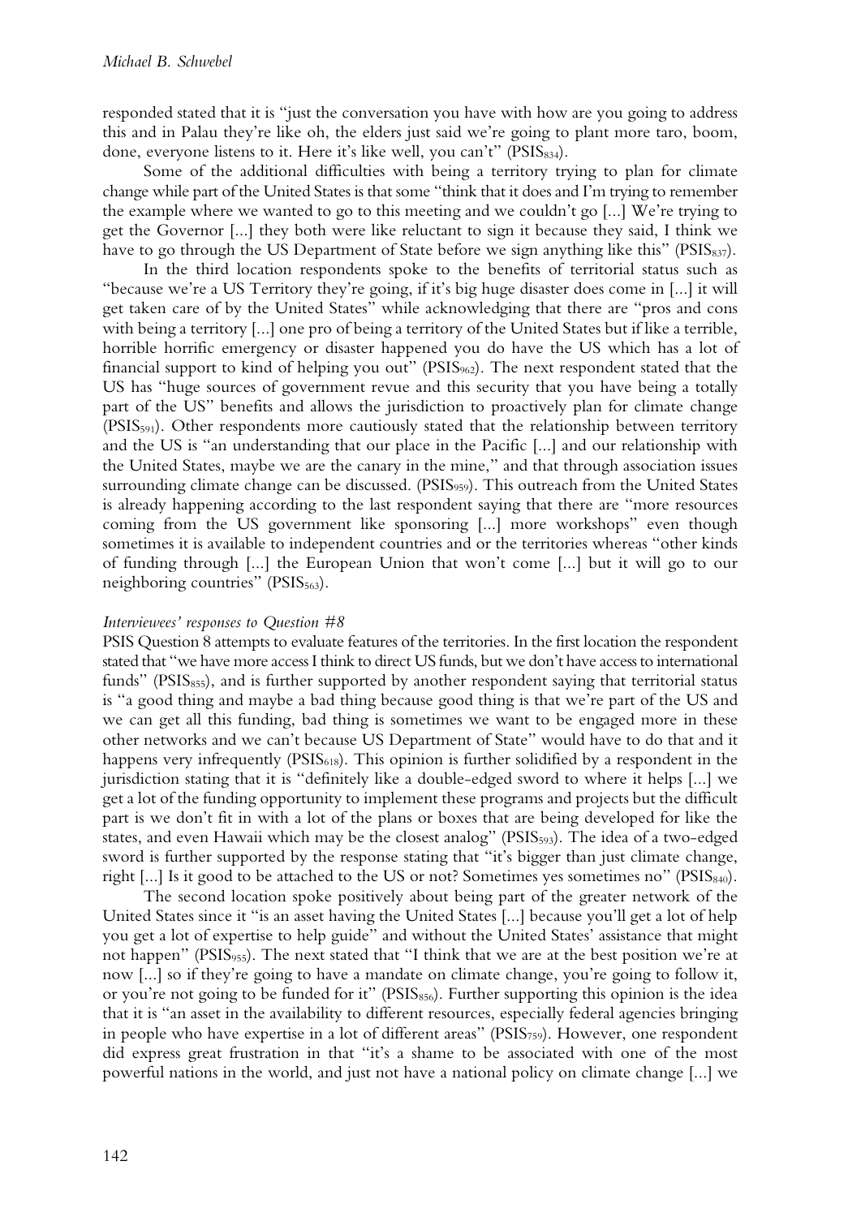responded stated that it is "just the conversation you have with how are you going to address this and in Palau they're like oh, the elders just said we're going to plant more taro, boom, done, everyone listens to it. Here it's like well, you can't" ($PSIS_{834}$).

Some of the additional difficulties with being a territory trying to plan for climate change while part of the United States is that some "think that it does and I'm trying to remember the example where we wanted to go to this meeting and we couldn't go [...] We're trying to get the Governor [...] they both were like reluctant to sign it because they said, I think we have to go through the US Department of State before we sign anything like this" ($PSIS_{837}$).

In the third location respondents spoke to the benefits of territorial status such as "because we're a US Territory they're going, if it's big huge disaster does come in [...] it will get taken care of by the United States" while acknowledging that there are "pros and cons with being a territory [...] one pro of being a territory of the United States but if like a terrible, horrible horrific emergency or disaster happened you do have the US which has a lot of financial support to kind of helping you out" ($PSIS_{962}$). The next respondent stated that the US has "huge sources of government revue and this security that you have being a totally part of the US" benefits and allows the jurisdiction to proactively plan for climate change ($PSIS_{591}$). Other respondents more cautiously stated that the relationship between territory and the US is "an understanding that our place in the Pacific [...] and our relationship with the United States, maybe we are the canary in the mine," and that through association issues surrounding climate change can be discussed. ($PSIS_{959}$). This outreach from the United States is already happening according to the last respondent saying that there are "more resources coming from the US government like sponsoring [...] more workshops" even though sometimes it is available to independent countries and or the territories whereas "other kinds of funding through [...] the European Union that won't come [...] but it will go to our neighboring countries" ($PSIS_{563}$).

*Interviewees' responses to Question #8*

PSIS Question 8 attempts to evaluate features of the territories. In the first location the respondent stated that "we have more access I think to direct US funds, but we don't have access to international funds" ($PSIS_{855}$), and is further supported by another respondent saying that territorial status is "a good thing and maybe a bad thing because good thing is that we're part of the US and we can get all this funding, bad thing is sometimes we want to be engaged more in these other networks and we can't because US Department of State" would have to do that and it happens very infrequently ($PSIS_{618}$). This opinion is further solidified by a respondent in the jurisdiction stating that it is "definitely like a double-edged sword to where it helps [...] we get a lot of the funding opportunity to implement these programs and projects but the difficult part is we don't fit in with a lot of the plans or boxes that are being developed for like the states, and even Hawaii which may be the closest analog" ($PSIS_{593}$). The idea of a two-edged sword is further supported by the response stating that "it's bigger than just climate change, right [...] Is it good to be attached to the US or not? Sometimes yes sometimes no" ($PSIS_{840}$).

The second location spoke positively about being part of the greater network of the United States since it "is an asset having the United States [...] because you'll get a lot of help you get a lot of expertise to help guide" and without the United States' assistance that might not happen" ($PSIS_{955}$). The next stated that "I think that we are at the best position we're at now [...] so if they're going to have a mandate on climate change, you're going to follow it, or you're not going to be funded for it" ($PSIS_{856}$). Further supporting this opinion is the idea that it is "an asset in the availability to different resources, especially federal agencies bringing in people who have expertise in a lot of different areas" ($PSIS_{759}$). However, one respondent did express great frustration in that "it's a shame to be associated with one of the most powerful nations in the world, and just not have a national policy on climate change [...] we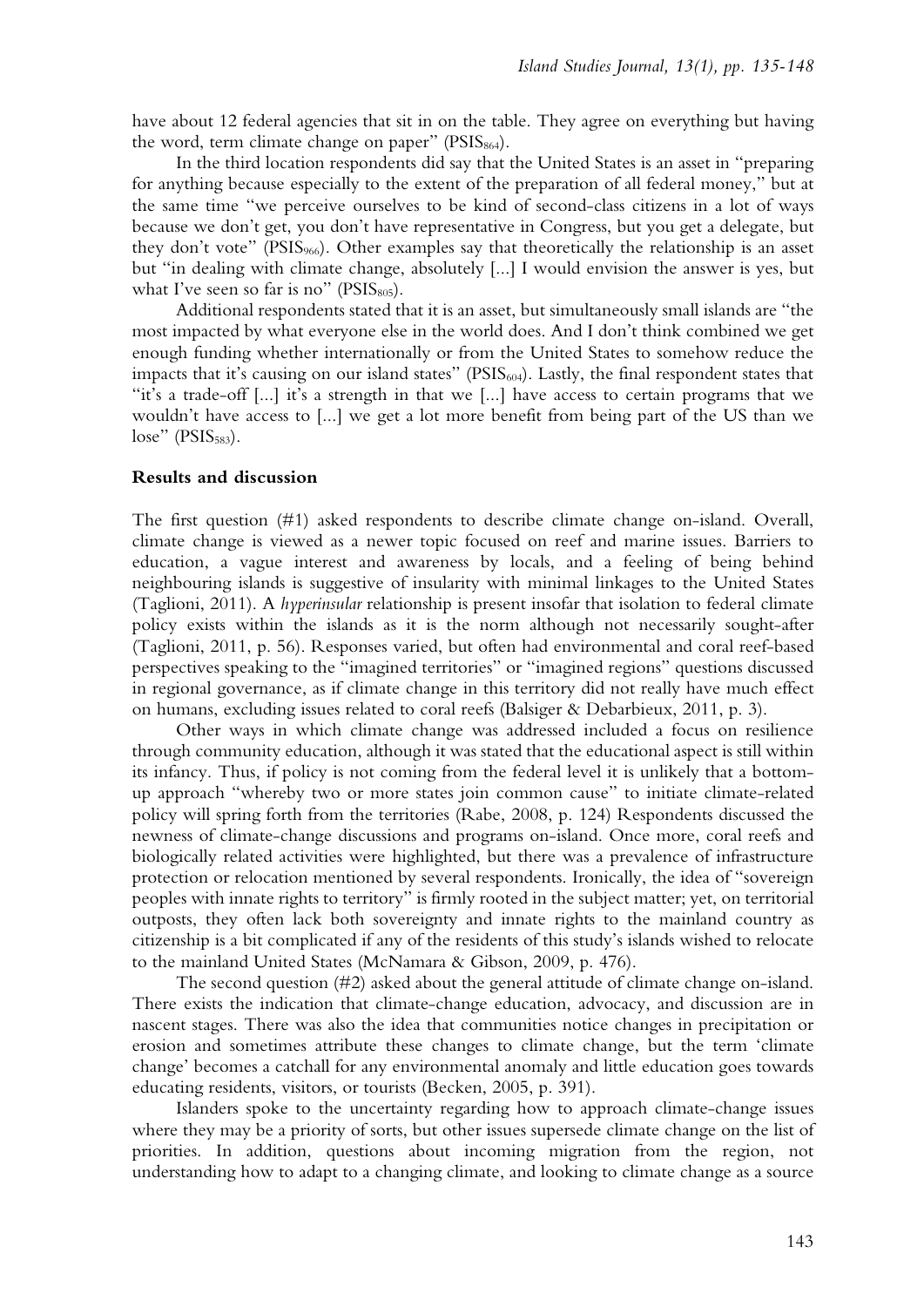have about 12 federal agencies that sit in on the table. They agree on everything but having the word, term climate change on paper" ($PSIS_{864}$).

In the third location respondents did say that the United States is an asset in "preparing for anything because especially to the extent of the preparation of all federal money," but at the same time "we perceive ourselves to be kind of second-class citizens in a lot of ways because we don't get, you don't have representative in Congress, but you get a delegate, but they don't vote" ($PSIS_{966}$). Other examples say that theoretically the relationship is an asset but "in dealing with climate change, absolutely [...] I would envision the answer is yes, but what I've seen so far is no" ($PSIS_{805}$).

Additional respondents stated that it is an asset, but simultaneously small islands are "the most impacted by what everyone else in the world does. And I don't think combined we get enough funding whether internationally or from the United States to somehow reduce the impacts that it's causing on our island states" ($PSIS_{604}$). Lastly, the final respondent states that "it's a trade-off [...] it's a strength in that we [...] have access to certain programs that we wouldn't have access to [...] we get a lot more benefit from being part of the US than we lose" ($PSIS_{583}$).

## Results and discussion

The first question (#1) asked respondents to describe climate change on-island. Overall, climate change is viewed as a newer topic focused on reef and marine issues. Barriers to education, a vague interest and awareness by locals, and a feeling of being behind neighbouring islands is suggestive of insularity with minimal linkages to the United States (Taglioni, 2011). A *hyperinsular* relationship is present insofar that isolation to federal climate policy exists within the islands as it is the norm although not necessarily sought-after (Taglioni, 2011, p. 56). Responses varied, but often had environmental and coral reef-based perspectives speaking to the "imagined territories" or "imagined regions" questions discussed in regional governance, as if climate change in this territory did not really have much effect on humans, excluding issues related to coral reefs (Balsiger & Debarbieux, 2011, p. 3).

Other ways in which climate change was addressed included a focus on resilience through community education, although it was stated that the educational aspect is still within its infancy. Thus, if policy is not coming from the federal level it is unlikely that a bottom-up approach "whereby two or more states join common cause" to initiate climate-related policy will spring forth from the territories (Rabe, 2008, p. 124) Respondents discussed the newness of climate-change discussions and programs on-island. Once more, coral reefs and biologically related activities were highlighted, but there was a prevalence of infrastructure protection or relocation mentioned by several respondents. Ironically, the idea of "sovereign peoples with innate rights to territory" is firmly rooted in the subject matter; yet, on territorial outposts, they often lack both sovereignty and innate rights to the mainland country as citizenship is a bit complicated if any of the residents of this study's islands wished to relocate to the mainland United States (McNamara & Gibson, 2009, p. 476).

The second question (#2) asked about the general attitude of climate change on-island. There exists the indication that climate-change education, advocacy, and discussion are in nascent stages. There was also the idea that communities notice changes in precipitation or erosion and sometimes attribute these changes to climate change, but the term 'climate change' becomes a catchall for any environmental anomaly and little education goes towards educating residents, visitors, or tourists (Becken, 2005, p. 391).

Islanders spoke to the uncertainty regarding how to approach climate-change issues where they may be a priority of sorts, but other issues supersede climate change on the list of priorities. In addition, questions about incoming migration from the region, not understanding how to adapt to a changing climate, and looking to climate change as a source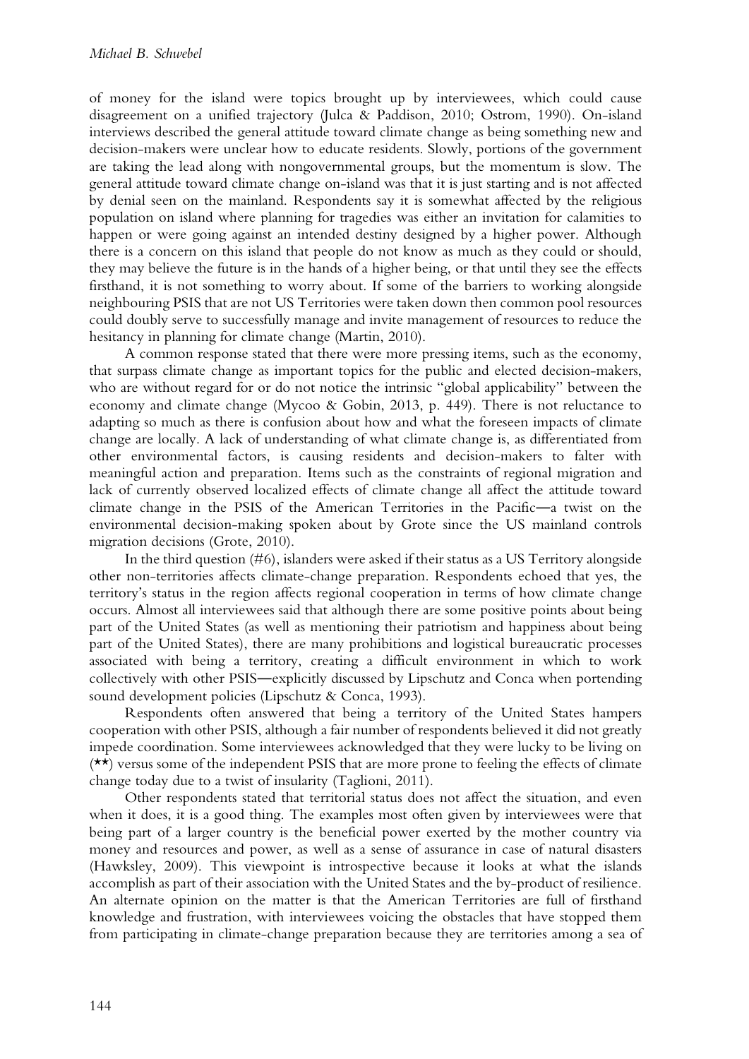of money for the island were topics brought up by interviewees, which could cause disagreement on a unified trajectory (Julca & Paddison, 2010; Ostrom, 1990). On-island interviews described the general attitude toward climate change as being something new and decision-makers were unclear how to educate residents. Slowly, portions of the government are taking the lead along with nongovernmental groups, but the momentum is slow. The general attitude toward climate change on-island was that it is just starting and is not affected by denial seen on the mainland. Respondents say it is somewhat affected by the religious population on island where planning for tragedies was either an invitation for calamities to happen or were going against an intended destiny designed by a higher power. Although there is a concern on this island that people do not know as much as they could or should, they may believe the future is in the hands of a higher being, or that until they see the effects firsthand, it is not something to worry about. If some of the barriers to working alongside neighbouring PSIS that are not US Territories were taken down then common pool resources could doubly serve to successfully manage and invite management of resources to reduce the hesitancy in planning for climate change (Martin, 2010).

A common response stated that there were more pressing items, such as the economy, that surpass climate change as important topics for the public and elected decision-makers, who are without regard for or do not notice the intrinsic "global applicability" between the economy and climate change (Mycoo & Gobin, 2013, p. 449). There is not reluctance to adapting so much as there is confusion about how and what the foreseen impacts of climate change are locally. A lack of understanding of what climate change is, as differentiated from other environmental factors, is causing residents and decision-makers to falter with meaningful action and preparation. Items such as the constraints of regional migration and lack of currently observed localized effects of climate change all affect the attitude toward climate change in the PSIS of the American Territories in the Pacific—a twist on the environmental decision-making spoken about by Grote since the US mainland controls migration decisions (Grote, 2010).

In the third question (#6), islanders were asked if their status as a US Territory alongside other non-territories affects climate-change preparation. Respondents echoed that yes, the territory's status in the region affects regional cooperation in terms of how climate change occurs. Almost all interviewees said that although there are some positive points about being part of the United States (as well as mentioning their patriotism and happiness about being part of the United States), there are many prohibitions and logistical bureaucratic processes associated with being a territory, creating a difficult environment in which to work collectively with other PSIS—explicitly discussed by Lipschutz and Conca when portending sound development policies (Lipschutz & Conca, 1993).

Respondents often answered that being a territory of the United States hampers cooperation with other PSIS, although a fair number of respondents believed it did not greatly impede coordination. Some interviewees acknowledged that they were lucky to be living on (**) versus some of the independent PSIS that are more prone to feeling the effects of climate change today due to a twist of insularity (Taglioni, 2011).

Other respondents stated that territorial status does not affect the situation, and even when it does, it is a good thing. The examples most often given by interviewees were that being part of a larger country is the beneficial power exerted by the mother country via money and resources and power, as well as a sense of assurance in case of natural disasters (Hawksley, 2009). This viewpoint is introspective because it looks at what the islands accomplish as part of their association with the United States and the by-product of resilience. An alternate opinion on the matter is that the American Territories are full of firsthand knowledge and frustration, with interviewees voicing the obstacles that have stopped them from participating in climate-change preparation because they are territories among a sea of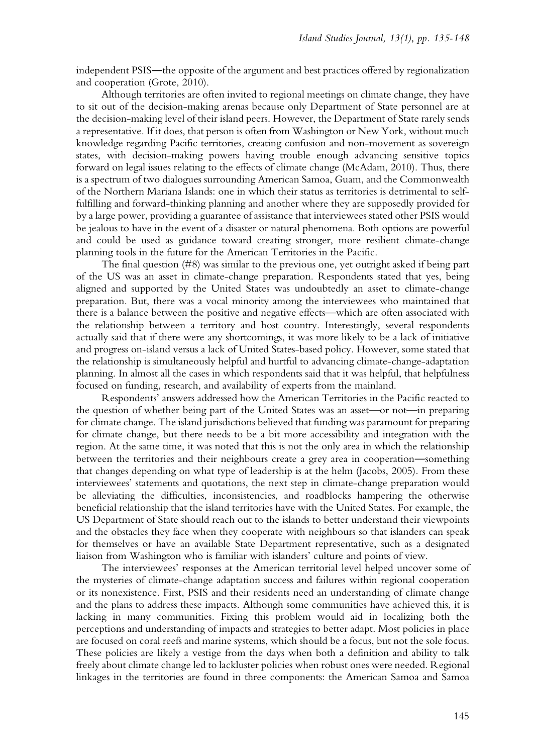independent PSIS—the opposite of the argument and best practices offered by regionalization and cooperation (Grote, 2010).

Although territories are often invited to regional meetings on climate change, they have to sit out of the decision-making arenas because only Department of State personnel are at the decision-making level of their island peers. However, the Department of State rarely sends a representative. If it does, that person is often from Washington or New York, without much knowledge regarding Pacific territories, creating confusion and non-movement as sovereign states, with decision-making powers having trouble enough advancing sensitive topics forward on legal issues relating to the effects of climate change (McAdam, 2010). Thus, there is a spectrum of two dialogues surrounding American Samoa, Guam, and the Commonwealth of the Northern Mariana Islands: one in which their status as territories is detrimental to self-fulfilling and forward-thinking planning and another where they are supposedly provided for by a large power, providing a guarantee of assistance that interviewees stated other PSIS would be jealous to have in the event of a disaster or natural phenomena. Both options are powerful and could be used as guidance toward creating stronger, more resilient climate-change planning tools in the future for the American Territories in the Pacific.

The final question (#8) was similar to the previous one, yet outright asked if being part of the US was an asset in climate-change preparation. Respondents stated that yes, being aligned and supported by the United States was undoubtedly an asset to climate-change preparation. But, there was a vocal minority among the interviewees who maintained that there is a balance between the positive and negative effects—which are often associated with the relationship between a territory and host country. Interestingly, several respondents actually said that if there were any shortcomings, it was more likely to be a lack of initiative and progress on-island versus a lack of United States-based policy. However, some stated that the relationship is simultaneously helpful and hurtful to advancing climate-change-adaptation planning. In almost all the cases in which respondents said that it was helpful, that helpfulness focused on funding, research, and availability of experts from the mainland.

Respondents' answers addressed how the American Territories in the Pacific reacted to the question of whether being part of the United States was an asset—or not—in preparing for climate change. The island jurisdictions believed that funding was paramount for preparing for climate change, but there needs to be a bit more accessibility and integration with the region. At the same time, it was noted that this is not the only area in which the relationship between the territories and their neighbours create a grey area in cooperation—something that changes depending on what type of leadership is at the helm (Jacobs, 2005). From these interviewees' statements and quotations, the next step in climate-change preparation would be alleviating the difficulties, inconsistencies, and roadblocks hampering the otherwise beneficial relationship that the island territories have with the United States. For example, the US Department of State should reach out to the islands to better understand their viewpoints and the obstacles they face when they cooperate with neighbours so that islanders can speak for themselves or have an available State Department representative, such as a designated liaison from Washington who is familiar with islanders' culture and points of view.

The interviewees' responses at the American territorial level helped uncover some of the mysteries of climate-change adaptation success and failures within regional cooperation or its nonexistence. First, PSIS and their residents need an understanding of climate change and the plans to address these impacts. Although some communities have achieved this, it is lacking in many communities. Fixing this problem would aid in localizing both the perceptions and understanding of impacts and strategies to better adapt. Most policies in place are focused on coral reefs and marine systems, which should be a focus, but not the sole focus. These policies are likely a vestige from the days when both a definition and ability to talk freely about climate change led to lackluster policies when robust ones were needed. Regional linkages in the territories are found in three components: the American Samoa and Samoa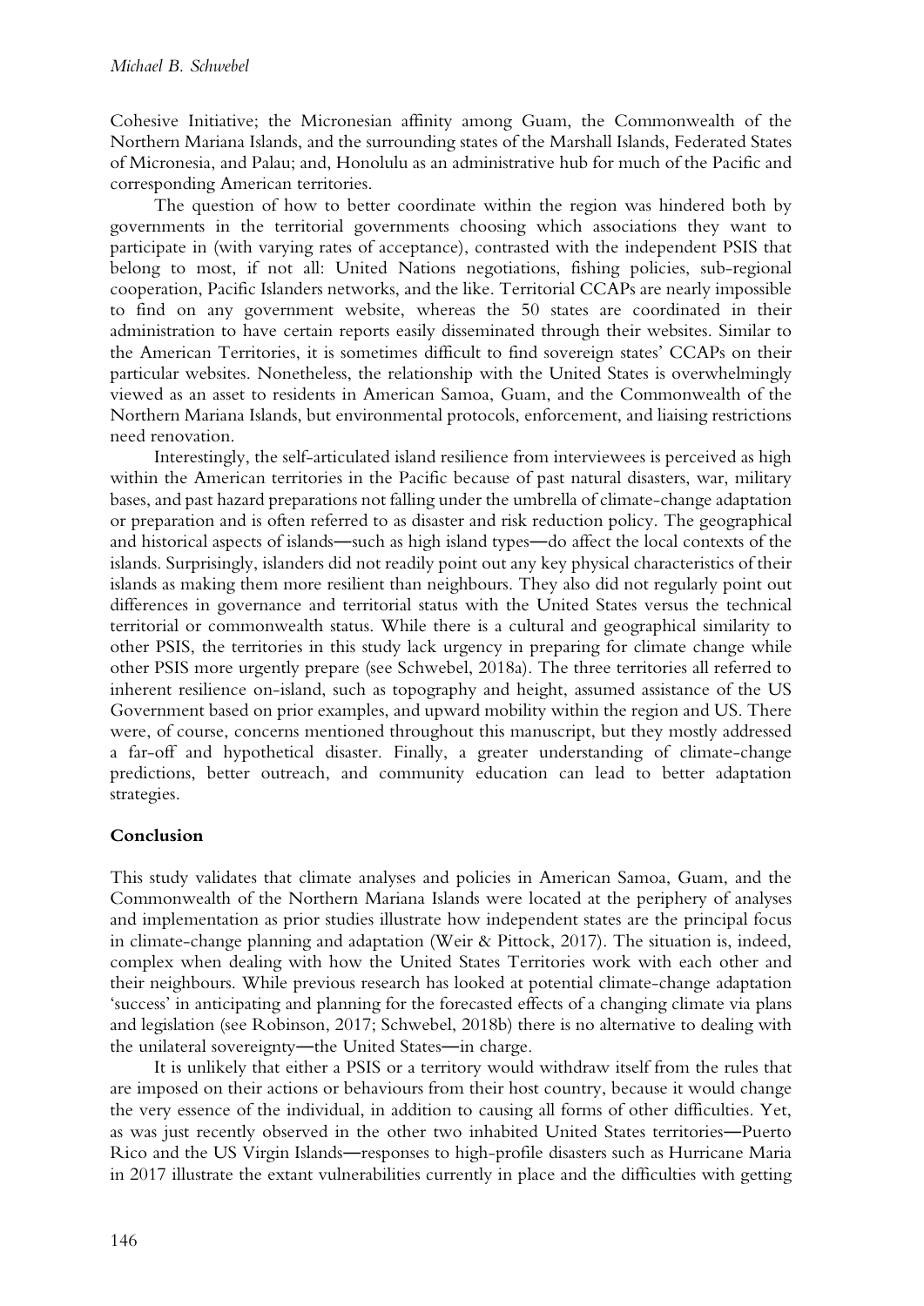Cohesive Initiative; the Micronesian affinity among Guam, the Commonwealth of the Northern Mariana Islands, and the surrounding states of the Marshall Islands, Federated States of Micronesia, and Palau; and, Honolulu as an administrative hub for much of the Pacific and corresponding American territories.

The question of how to better coordinate within the region was hindered both by governments in the territorial governments choosing which associations they want to participate in (with varying rates of acceptance), contrasted with the independent PSIS that belong to most, if not all: United Nations negotiations, fishing policies, sub-regional cooperation, Pacific Islanders networks, and the like. Territorial CCAPs are nearly impossible to find on any government website, whereas the 50 states are coordinated in their administration to have certain reports easily disseminated through their websites. Similar to the American Territories, it is sometimes difficult to find sovereign states' CCAPs on their particular websites. Nonetheless, the relationship with the United States is overwhelmingly viewed as an asset to residents in American Samoa, Guam, and the Commonwealth of the Northern Mariana Islands, but environmental protocols, enforcement, and liaising restrictions need renovation.

Interestingly, the self-articulated island resilience from interviewees is perceived as high within the American territories in the Pacific because of past natural disasters, war, military bases, and past hazard preparations not falling under the umbrella of climate-change adaptation or preparation and is often referred to as disaster and risk reduction policy. The geographical and historical aspects of islands—such as high island types—do affect the local contexts of the islands. Surprisingly, islanders did not readily point out any key physical characteristics of their islands as making them more resilient than neighbours. They also did not regularly point out differences in governance and territorial status with the United States versus the technical territorial or commonwealth status. While there is a cultural and geographical similarity to other PSIS, the territories in this study lack urgency in preparing for climate change while other PSIS more urgently prepare (see Schwebel, 2018a). The three territories all referred to inherent resilience on-island, such as topography and height, assumed assistance of the US Government based on prior examples, and upward mobility within the region and US. There were, of course, concerns mentioned throughout this manuscript, but they mostly addressed a far-off and hypothetical disaster. Finally, a greater understanding of climate-change predictions, better outreach, and community education can lead to better adaptation strategies.

## Conclusion

This study validates that climate analyses and policies in American Samoa, Guam, and the Commonwealth of the Northern Mariana Islands were located at the periphery of analyses and implementation as prior studies illustrate how independent states are the principal focus in climate-change planning and adaptation (Weir & Pittock, 2017). The situation is, indeed, complex when dealing with how the United States Territories work with each other and their neighbours. While previous research has looked at potential climate-change adaptation 'success' in anticipating and planning for the forecasted effects of a changing climate via plans and legislation (see Robinson, 2017; Schwebel, 2018b) there is no alternative to dealing with the unilateral sovereignty—the United States—in charge.

It is unlikely that either a PSIS or a territory would withdraw itself from the rules that are imposed on their actions or behaviours from their host country, because it would change the very essence of the individual, in addition to causing all forms of other difficulties. Yet, as was just recently observed in the other two inhabited United States territories—Puerto Rico and the US Virgin Islands—responses to high-profile disasters such as Hurricane Maria in 2017 illustrate the extant vulnerabilities currently in place and the difficulties with getting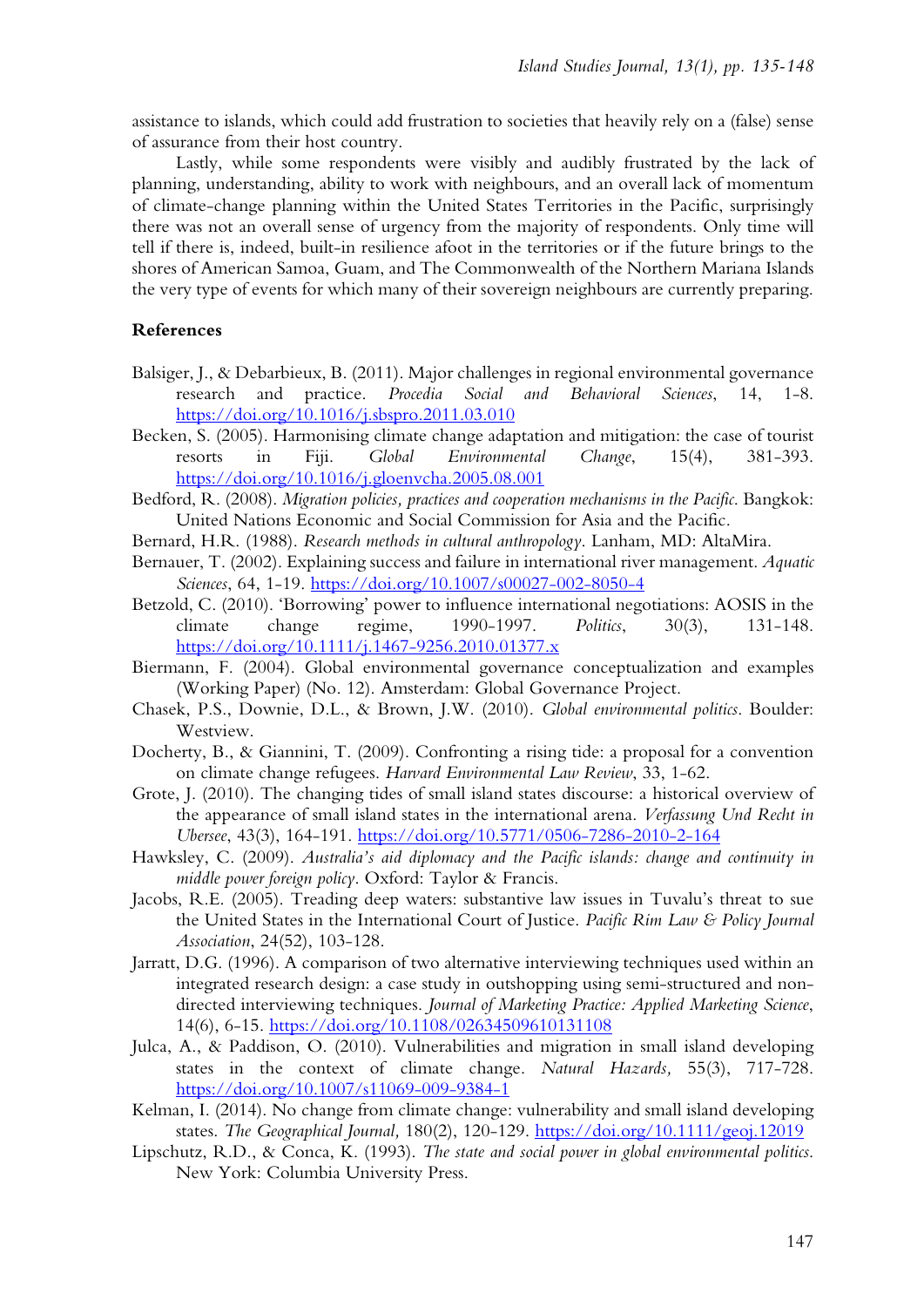assistance to islands, which could add frustration to societies that heavily rely on a (false) sense of assurance from their host country.

Lastly, while some respondents were visibly and audibly frustrated by the lack of planning, understanding, ability to work with neighbours, and an overall lack of momentum of climate-change planning within the United States Territories in the Pacific, surprisingly there was not an overall sense of urgency from the majority of respondents. Only time will tell if there is, indeed, built-in resilience afoot in the territories or if the future brings to the shores of American Samoa, Guam, and The Commonwealth of the Northern Mariana Islands the very type of events for which many of their sovereign neighbours are currently preparing.

**References**

Balsiger, J., & Debarbieux, B. (2011). Major challenges in regional environmental governance research and practice. *Procedia Social and Behavioral Sciences*, 14, 1-8. https://doi.org/10.1016/j.sbspro.2011.03.010

Becken, S. (2005). Harmonising climate change adaptation and mitigation: the case of tourist resorts in Fiji. *Global Environmental Change*, 15(4), 381-393. https://doi.org/10.1016/j.gloenvcha.2005.08.001

Bedford, R. (2008). *Migration policies, practices and cooperation mechanisms in the Pacific*. Bangkok: United Nations Economic and Social Commission for Asia and the Pacific.

Bernard, H.R. (1988). *Research methods in cultural anthropology*. Lanham, MD: AltaMira.

Bernauer, T. (2002). Explaining success and failure in international river management. *Aquatic Sciences*, 64, 1-19. https://doi.org/10.1007/s00027-002-8050-4

Betzold, C. (2010). 'Borrowing' power to influence international negotiations: AOSIS in the climate change regime, 1990-1997. *Politics*, 30(3), 131-148. https://doi.org/10.1111/j.1467-9256.2010.01377.x

Biermann, F. (2004). Global environmental governance conceptualization and examples (Working Paper) (No. 12). Amsterdam: Global Governance Project.

Chasek, P.S., Downie, D.L., & Brown, J.W. (2010). *Global environmental politics*. Boulder: Westview.

Docherty, B., & Giannini, T. (2009). Confronting a rising tide: a proposal for a convention on climate change refugees. *Harvard Environmental Law Review*, 33, 1-62.

Grote, J. (2010). The changing tides of small island states discourse: a historical overview of the appearance of small island states in the international arena. *Verfassung Und Recht in Ubersee*, 43(3), 164-191. https://doi.org/10.5771/0506-7286-2010-2-164

Hawksley, C. (2009). *Australia's aid diplomacy and the Pacific islands: change and continuity in middle power foreign policy*. Oxford: Taylor & Francis.

Jacobs, R.E. (2005). Treading deep waters: substantive law issues in Tuvalu's threat to sue the United States in the International Court of Justice. *Pacific Rim Law & Policy Journal Association*, 24(52), 103-128.

Jarratt, D.G. (1996). A comparison of two alternative interviewing techniques used within an integrated research design: a case study in outshopping using semi-structured and non-directed interviewing techniques. *Journal of Marketing Practice: Applied Marketing Science*, 14(6), 6-15. https://doi.org/10.1108/02634509610131108

Julca, A., & Paddison, O. (2010). Vulnerabilities and migration in small island developing states in the context of climate change. *Natural Hazards,* 55(3), 717-728. https://doi.org/10.1007/s11069-009-9384-1

Kelman, I. (2014). No change from climate change: vulnerability and small island developing states. *The Geographical Journal,* 180(2), 120-129. https://doi.org/10.1111/geoj.12019

Lipschutz, R.D., & Conca, K. (1993). *The state and social power in global environmental politics*. New York: Columbia University Press.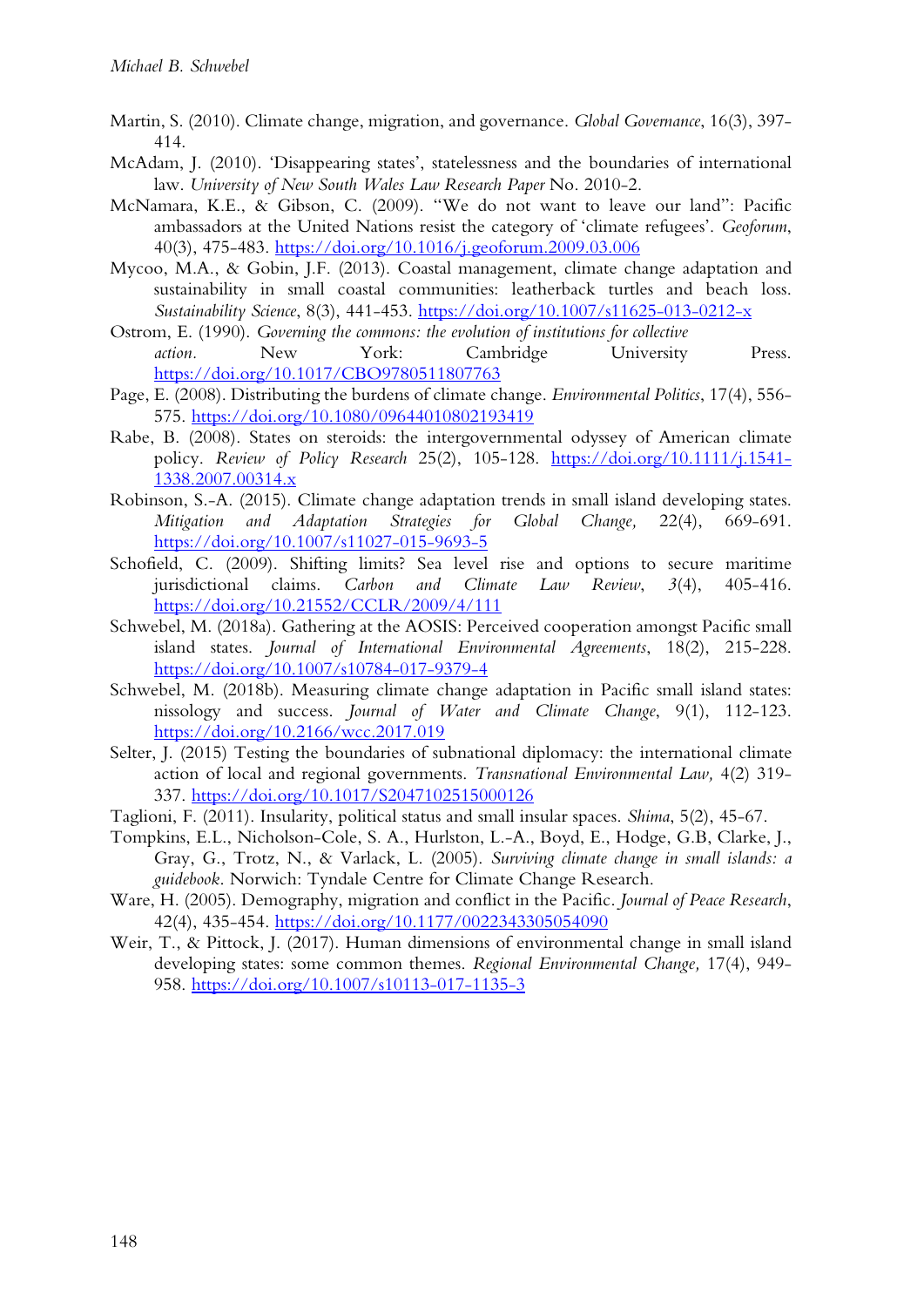Martin, S. (2010). Climate change, migration, and governance. *Global Governance*, 16(3), 397-414.

McAdam, J. (2010). 'Disappearing states', statelessness and the boundaries of international law. *University of New South Wales Law Research Paper* No. 2010-2.

McNamara, K.E., & Gibson, C. (2009). "We do not want to leave our land": Pacific ambassadors at the United Nations resist the category of 'climate refugees'. *Geoforum*, 40(3), 475-483. https://doi.org/10.1016/j.geoforum.2009.03.006

Mycoo, M.A., & Gobin, J.F. (2013). Coastal management, climate change adaptation and sustainability in small coastal communities: leatherback turtles and beach loss. *Sustainability Science*, 8(3), 441-453. https://doi.org/10.1007/s11625-013-0212-x

Ostrom, E. (1990). *Governing the commons: the evolution of institutions for collective action*. New York: Cambridge University Press. https://doi.org/10.1017/CBO9780511807763

Page, E. (2008). Distributing the burdens of climate change. *Environmental Politics*, 17(4), 556-575. https://doi.org/10.1080/09644010802193419

Rabe, B. (2008). States on steroids: the intergovernmental odyssey of American climate policy. *Review of Policy Research* 25(2), 105-128. https://doi.org/10.1111/j.1541-1338.2007.00314.x

Robinson, S.-A. (2015). Climate change adaptation trends in small island developing states. *Mitigation and Adaptation Strategies for Global Change,* 22(4), 669-691. https://doi.org/10.1007/s11027-015-9693-5

Schofield, C. (2009). Shifting limits? Sea level rise and options to secure maritime jurisdictional claims. *Carbon and Climate Law Review*, *3*(4), 405-416. https://doi.org/10.21552/CCLR/2009/4/111

Schwebel, M. (2018a). Gathering at the AOSIS: Perceived cooperation amongst Pacific small island states. *Journal of International Environmental Agreements*, 18(2), 215-228. https://doi.org/10.1007/s10784-017-9379-4

Schwebel, M. (2018b). Measuring climate change adaptation in Pacific small island states: nissology and success. *Journal of Water and Climate Change*, 9(1), 112-123. https://doi.org/10.2166/wcc.2017.019

Selter, J. (2015) Testing the boundaries of subnational diplomacy: the international climate action of local and regional governments. *Transnational Environmental Law,* 4(2) 319-337. https://doi.org/10.1017/S2047102515000126

Taglioni, F. (2011). Insularity, political status and small insular spaces. *Shima*, 5(2), 45-67.

Tompkins, E.L., Nicholson-Cole, S. A., Hurlston, L.-A., Boyd, E., Hodge, G.B, Clarke, J., Gray, G., Trotz, N., & Varlack, L. (2005). *Surviving climate change in small islands: a guidebook*. Norwich: Tyndale Centre for Climate Change Research.

Ware, H. (2005). Demography, migration and conflict in the Pacific. *Journal of Peace Research*, 42(4), 435-454. https://doi.org/10.1177/0022343305054090

Weir, T., & Pittock, J. (2017). Human dimensions of environmental change in small island developing states: some common themes. *Regional Environmental Change,* 17(4), 949-958. https://doi.org/10.1007/s10113-017-1135-3